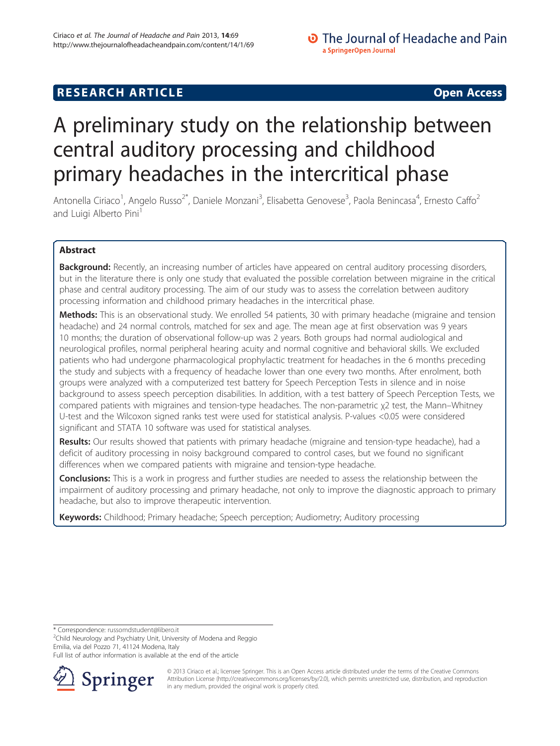**RESEARCH ARTICLE** **Open Access**

# A preliminary study on the relationship between central auditory processing and childhood primary headaches in the intercritical phase

Antonella Ciriaco[1], Angelo Russo[2*], Daniele Monzani[3], Elisabetta Genovese[3], Paola Benincasa[4], Ernesto Caffo[2] and Luigi Alberto Pini[1]

## Abstract

**Background:** Recently, an increasing number of articles have appeared on central auditory processing disorders, but in the literature there is only one study that evaluated the possible correlation between migraine in the critical phase and central auditory processing. The aim of our study was to assess the correlation between auditory processing information and childhood primary headaches in the intercritical phase.

**Methods:** This is an observational study. We enrolled 54 patients, 30 with primary headache (migraine and tension headache) and 24 normal controls, matched for sex and age. The mean age at first observation was 9 years 10 months; the duration of observational follow-up was 2 years. Both groups had normal audiological and neurological profiles, normal peripheral hearing acuity and normal cognitive and behavioral skills. We excluded patients who had undergone pharmacological prophylactic treatment for headaches in the 6 months preceding the study and subjects with a frequency of headache lower than one every two months. After enrolment, both groups were analyzed with a computerized test battery for Speech Perception Tests in silence and in noise background to assess speech perception disabilities. In addition, with a test battery of Speech Perception Tests, we compared patients with migraines and tension-type headaches. The non-parametric $\chi 2$ test, the Mann–Whitney U-test and the Wilcoxon signed ranks test were used for statistical analysis. P-values <0.05 were considered significant and STATA 10 software was used for statistical analyses.

**Results:** Our results showed that patients with primary headache (migraine and tension-type headache), had a deficit of auditory processing in noisy background compared to control cases, but we found no significant differences when we compared patients with migraine and tension-type headache.

**Conclusions:** This is a work in progress and further studies are needed to assess the relationship between the impairment of auditory processing and primary headache, not only to improve the diagnostic approach to primary headache, but also to improve therapeutic intervention.

**Keywords:** Childhood; Primary headache; Speech perception; Audiometry; Auditory processing

\* Correspondence: russomdstudent@libero.it
[2]Child Neurology and Psychiatry Unit, University of Modena and Reggio Emilia, via del Pozzo 71, 41124 Modena, Italy
Full list of author information is available at the end of the article

© 2013 Ciriaco et al.; licensee Springer. This is an Open Access article distributed under the terms of the Creative Commons Attribution License (http://creativecommons.org/licenses/by/2.0), which permits unrestricted use, distribution, and reproduction in any medium, provided the original work is properly cited.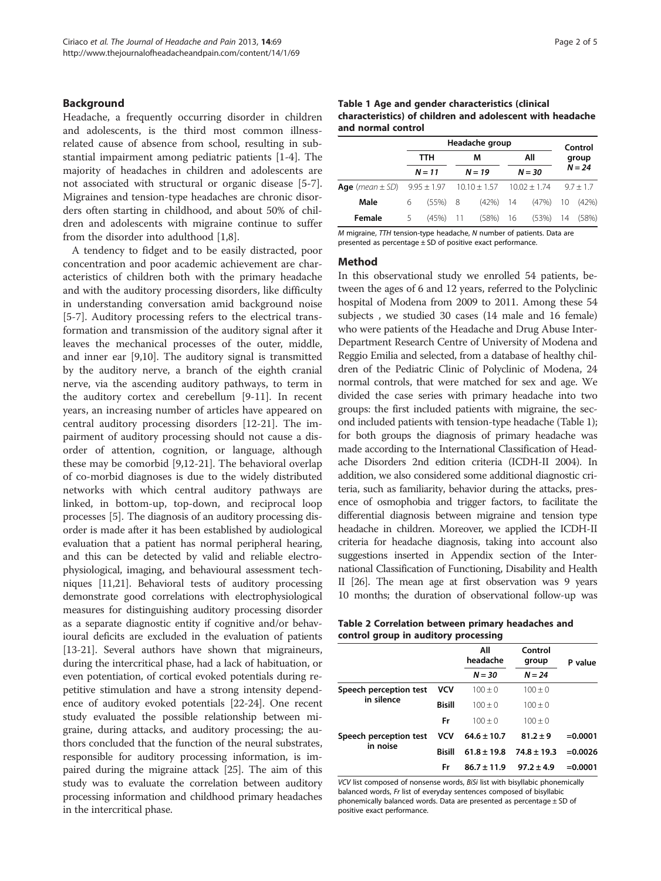## Background

Headache, a frequently occurring disorder in children and adolescents, is the third most common illness-related cause of absence from school, resulting in substantial impairment among pediatric patients [1-4]. The majority of headaches in children and adolescents are not associated with structural or organic disease [5-7]. Migraines and tension-type headaches are chronic disorders often starting in childhood, and about 50% of children and adolescents with migraine continue to suffer from the disorder into adulthood [1,8].

A tendency to fidget and to be easily distracted, poor concentration and poor academic achievement are characteristics of children both with the primary headache and with the auditory processing disorders, like difficulty in understanding conversation amid background noise [5-7]. Auditory processing refers to the electrical transformation and transmission of the auditory signal after it leaves the mechanical processes of the outer, middle, and inner ear [9,10]. The auditory signal is transmitted by the auditory nerve, a branch of the eighth cranial nerve, via the ascending auditory pathways, to term in the auditory cortex and cerebellum [9-11]. In recent years, an increasing number of articles have appeared on central auditory processing disorders [12-21]. The impairment of auditory processing should not cause a disorder of attention, cognition, or language, although these may be comorbid [9,12-21]. The behavioral overlap of co-morbid diagnoses is due to the widely distributed networks with which central auditory pathways are linked, in bottom-up, top-down, and reciprocal loop processes [5]. The diagnosis of an auditory processing disorder is made after it has been established by audiological evaluation that a patient has normal peripheral hearing, and this can be detected by valid and reliable electrophysiological, imaging, and behavioural assessment techniques [11,21]. Behavioral tests of auditory processing demonstrate good correlations with electrophysiological measures for distinguishing auditory processing disorder as a separate diagnostic entity if cognitive and/or behavioural deficits are excluded in the evaluation of patients [13-21]. Several authors have shown that migraineurs, during the intercritical phase, had a lack of habituation, or even potentiation, of cortical evoked potentials during repetitive stimulation and have a strong intensity dependence of auditory evoked potentials [22-24]. One recent study evaluated the possible relationship between migraine, during attacks, and auditory processing; the authors concluded that the function of the neural substrates, responsible for auditory processing information, is impaired during the migraine attack [25]. The aim of this study was to evaluate the correlation between auditory processing information and childhood primary headaches in the intercritical phase.

**Table 1 Age and gender characteristics (clinical characteristics) of children and adolescent with headache and normal control**

| | Headache group | | | | | | Control group |  |
|---|---|---|---|---|---|---|---|---|
| | TTH | | M | | All | | | |
| | N = 11 | | N = 19 | | N = 30 | | N = 24 | |
| **Age** (mean ± SD) | 9.95 ± 1.97 | | 10.10 ± 1.57 | | 10.02 ± 1.74 | | 9.7 ± 1.7 | |
| **Male** | 6 | (55%) | 8 | (42%) | 14 | (47%) | 10 | (42%) |
| **Female** | 5 | (45%) | 11 | (58%) | 16 | (53%) | 14 | (58%) |

*M* migraine, *TTH* tension-type headache, *N* number of patients. Data are presented as percentage ± SD of positive exact performance.

## Method

In this observational study we enrolled 54 patients, between the ages of 6 and 12 years, referred to the Polyclinic hospital of Modena from 2009 to 2011. Among these 54 subjects , we studied 30 cases (14 male and 16 female) who were patients of the Headache and Drug Abuse Inter-Department Research Centre of University of Modena and Reggio Emilia and selected, from a database of healthy children of the Pediatric Clinic of Polyclinic of Modena, 24 normal controls, that were matched for sex and age. We divided the case series with primary headache into two groups: the first included patients with migraine, the second included patients with tension-type headache (Table 1); for both groups the diagnosis of primary headache was made according to the International Classification of Headache Disorders 2nd edition criteria (ICDH-II 2004). In addition, we also considered some additional diagnostic criteria, such as familiarity, behavior during the attacks, presence of osmophobia and trigger factors, to facilitate the differential diagnosis between migraine and tension type headache in children. Moreover, we applied the ICDH-II criteria for headache diagnosis, taking into account also suggestions inserted in Appendix section of the International Classification of Functioning, Disability and Health II [26]. The mean age at first observation was 9 years 10 months; the duration of observational follow-up was

**Table 2 Correlation between primary headaches and control group in auditory processing**

| | | All headache | Control group | P value |
|---|---|---|---|---|
| | | N = 30 | N = 24 | |
| **Speech perception test in silence** | **VCV** | 100 ± 0 | 100 ± 0 | |
| | **Bisill** | 100 ± 0 | 100 ± 0 | |
| | **Fr** | 100 ± 0 | 100 ± 0 | |
| **Speech perception test in noise** | **VCV** | **64.6 ± 10.7** | **81.2 ± 9** | **=0.0001** |
| | **Bisill** | **61.8 ± 19.8** | **74.8 ± 19.3** | **=0.0026** |
| | **Fr** | **86.7 ± 11.9** | **97.2 ± 4.9** | **=0.0001** |

*VCV* list composed of nonsense words, *BiSi* list with bisyllabic phonemically balanced words, *Fr* list of everyday sentences composed of bisyllabic phonemically balanced words. Data are presented as percentage ± SD of positive exact performance.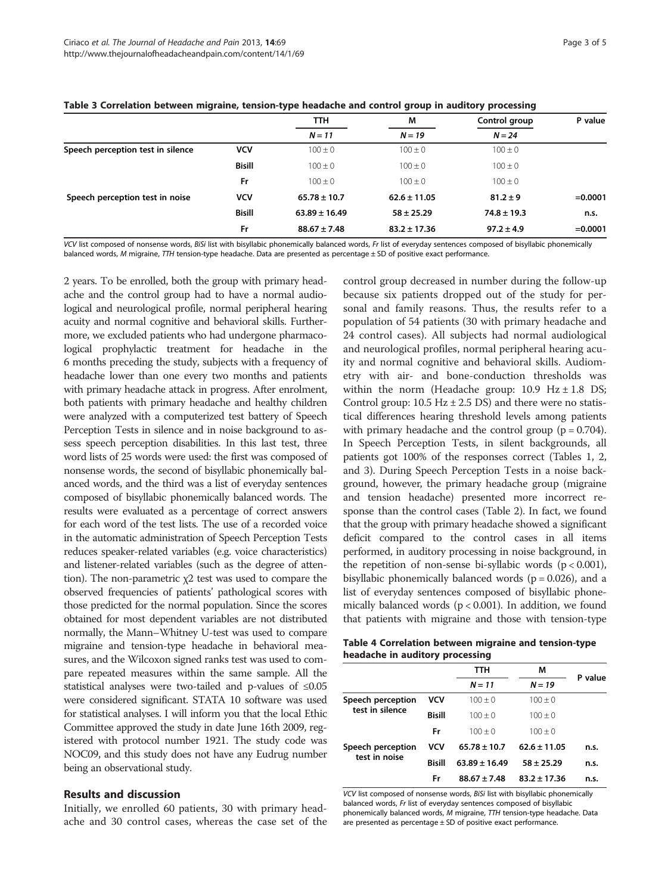**Table 3 Correlation between migraine, tension-type headache and control group in auditory processing**

| | | TTH | M | Control group | P value |
|---|---|---|---|---|---|
| | | *N = 11* | *N = 19* | *N = 24* | |
| **Speech perception test in silence** | **VCV** | 100 ± 0 | 100 ± 0 | 100 ± 0 | |
| | **Bisill** | 100 ± 0 | 100 ± 0 | 100 ± 0 | |
| | **Fr** | 100 ± 0 | 100 ± 0 | 100 ± 0 | |
| **Speech perception test in noise** | **VCV** | **65.78 ± 10.7** | **62.6 ± 11.05** | **81.2 ± 9** | **=0.0001** |
| | **Bisill** | **63.89 ± 16.49** | **58 ± 25.29** | **74.8 ± 19.3** | **n.s.** |
| | **Fr** | **88.67 ± 7.48** | **83.2 ± 17.36** | **97.2 ± 4.9** | **=0.0001** |

*VCV* list composed of nonsense words, *BiSi* list with bisyllabic phonemically balanced words, *Fr* list of everyday sentences composed of bisyllabic phonemically balanced words, *M* migraine, *TTH* tension-type headache. Data are presented as percentage ± SD of positive exact performance.

2 years. To be enrolled, both the group with primary headache and the control group had to have a normal audiological and neurological profile, normal peripheral hearing acuity and normal cognitive and behavioral skills. Furthermore, we excluded patients who had undergone pharmacological prophylactic treatment for headache in the 6 months preceding the study, subjects with a frequency of headache lower than one every two months and patients with primary headache attack in progress. After enrolment, both patients with primary headache and healthy children were analyzed with a computerized test battery of Speech Perception Tests in silence and in noise background to assess speech perception disabilities. In this last test, three word lists of 25 words were used: the first was composed of nonsense words, the second of bisyllabic phonemically balanced words, and the third was a list of everyday sentences composed of bisyllabic phonemically balanced words. The results were evaluated as a percentage of correct answers for each word of the test lists. The use of a recorded voice in the automatic administration of Speech Perception Tests reduces speaker-related variables (e.g. voice characteristics) and listener-related variables (such as the degree of attention). The non-parametric $\chi 2$ test was used to compare the observed frequencies of patients' pathological scores with those predicted for the normal population. Since the scores obtained for most dependent variables are not distributed normally, the Mann–Whitney U-test was used to compare migraine and tension-type headache in behavioral measures, and the Wilcoxon signed ranks test was used to compare repeated measures within the same sample. All the statistical analyses were two-tailed and p-values of $\leq 0.05$ were considered significant. STATA 10 software was used for statistical analyses. I will inform you that the local Ethic Committee approved the study in date June 16th 2009, registered with protocol number 1921. The study code was NOC09, and this study does not have any Eudrug number being an observational study.

## Results and discussion

Initially, we enrolled 60 patients, 30 with primary headache and 30 control cases, whereas the case set of the control group decreased in number during the follow-up because six patients dropped out of the study for personal and family reasons. Thus, the results refer to a population of 54 patients (30 with primary headache and 24 control cases). All subjects had normal audiological and neurological profiles, normal peripheral hearing acuity and normal cognitive and behavioral skills. Audiometry with air- and bone-conduction thresholds was within the norm (Headache group: 10.9 Hz ± 1.8 DS; Control group: 10.5 Hz ± 2.5 DS) and there were no statistical differences hearing threshold levels among patients with primary headache and the control group ($p = 0.704$). In Speech Perception Tests, in silent backgrounds, all patients got 100% of the responses correct (Tables 1, 2, and 3). During Speech Perception Tests in a noise background, however, the primary headache group (migraine and tension headache) presented more incorrect response than the control cases (Table 2). In fact, we found that the group with primary headache showed a significant deficit compared to the control cases in all items performed, in auditory processing in noise background, in the repetition of non-sense bi-syllabic words ($p < 0.001$), bisyllabic phonemically balanced words ($p = 0.026$), and a list of everyday sentences composed of bisyllabic phonemically balanced words ($p < 0.001$). In addition, we found that patients with migraine and those with tension-type

**Table 4 Correlation between migraine and tension-type headache in auditory processing**

| | | TTH | M | P value |
|---|---|---|---|---|
| | | *N = 11* | *N = 19* | |
| **Speech perception test in silence** | **VCV** | 100 ± 0 | 100 ± 0 | |
| | **Bisill** | 100 ± 0 | 100 ± 0 | |
| | **Fr** | 100 ± 0 | 100 ± 0 | |
| **Speech perception test in noise** | **VCV** | **65.78 ± 10.7** | **62.6 ± 11.05** | **n.s.** |
| | **Bisill** | **63.89 ± 16.49** | **58 ± 25.29** | **n.s.** |
| | **Fr** | **88.67 ± 7.48** | **83.2 ± 17.36** | **n.s.** |

*VCV* list composed of nonsense words, *BiSi* list with bisyllabic phonemically balanced words, *Fr* list of everyday sentences composed of bisyllabic phonemically balanced words, *M* migraine, *TTH* tension-type headache. Data are presented as percentage ± SD of positive exact performance.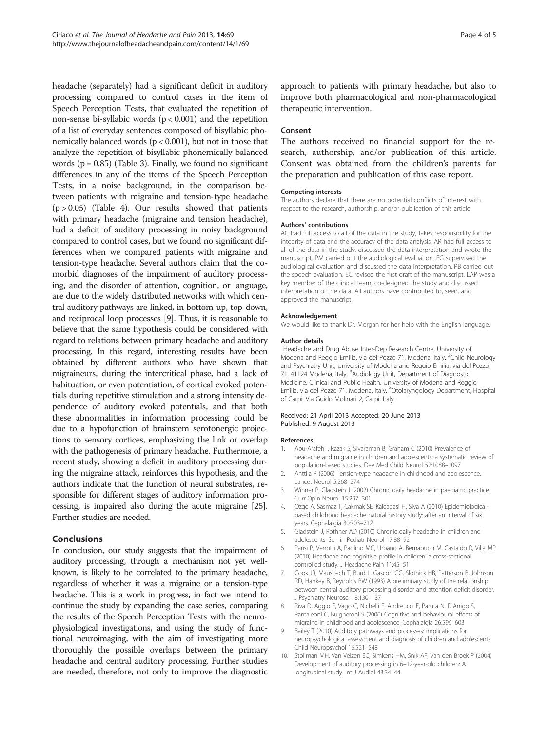headache (separately) had a significant deficit in auditory processing compared to control cases in the item of Speech Perception Tests, that evaluated the repetition of non-sense bi-syllabic words ($p < 0.001$) and the repetition of a list of everyday sentences composed of bisyllabic phonemically balanced words ($p < 0.001$), but not in those that analyze the repetition of bisyllabic phonemically balanced words ($p = 0.85$) (Table 3). Finally, we found no significant differences in any of the items of the Speech Perception Tests, in a noise background, in the comparison between patients with migraine and tension-type headache ($p > 0.05$) (Table 4). Our results showed that patients with primary headache (migraine and tension headache), had a deficit of auditory processing in noisy background compared to control cases, but we found no significant differences when we compared patients with migraine and tension-type headache. Several authors claim that the comorbid diagnoses of the impairment of auditory processing, and the disorder of attention, cognition, or language, are due to the widely distributed networks with which central auditory pathways are linked, in bottom-up, top-down, and reciprocal loop processes [9]. Thus, it is reasonable to believe that the same hypothesis could be considered with regard to relations between primary headache and auditory processing. In this regard, interesting results have been obtained by different authors who have shown that migraineurs, during the intercritical phase, had a lack of habituation, or even potentiation, of cortical evoked potentials during repetitive stimulation and a strong intensity dependence of auditory evoked potentials, and that both these abnormalities in information processing could be due to a hypofunction of brainstem serotonergic projections to sensory cortices, emphasizing the link or overlap with the pathogenesis of primary headache. Furthermore, a recent study, showing a deficit in auditory processing during the migraine attack, reinforces this hypothesis, and the authors indicate that the function of neural substrates, responsible for different stages of auditory information processing, is impaired also during the acute migraine [25]. Further studies are needed.

## Conclusions

In conclusion, our study suggests that the impairment of auditory processing, through a mechanism not yet well-known, is likely to be correlated to the primary headache, regardless of whether it was a migraine or a tension-type headache. This is a work in progress, in fact we intend to continue the study by expanding the case series, comparing the results of the Speech Perception Tests with the neurophysiological investigations, and using the study of functional neuroimaging, with the aim of investigating more thoroughly the possible overlaps between the primary headache and central auditory processing. Further studies are needed, therefore, not only to improve the diagnostic approach to patients with primary headache, but also to improve both pharmacological and non-pharmacological therapeutic intervention.

### Consent

The authors received no financial support for the research, authorship, and/or publication of this article. Consent was obtained from the children's parents for the preparation and publication of this case report.

#### Competing interests

The authors declare that there are no potential conflicts of interest with respect to the research, authorship, and/or publication of this article.

#### Authors' contributions

AC had full access to all of the data in the study, takes responsibility for the integrity of data and the accuracy of the data analysis. AR had full access to all of the data in the study, discussed the data interpretation and wrote the manuscript. PM carried out the audiological evaluation. EG supervised the audiological evaluation and discussed the data interpretation. PB carried out the speech evaluation. EC revised the first draft of the manuscript. LAP was a key member of the clinical team, co-designed the study and discussed interpretation of the data. All authors have contributed to, seen, and approved the manuscript.

#### Acknowledgement

We would like to thank Dr. Morgan for her help with the English language.

#### Author details

[1]Headache and Drug Abuse Inter-Dep Research Centre, University of Modena and Reggio Emilia, via del Pozzo 71, Modena, Italy. [2]Child Neurology and Psychiatry Unit, University of Modena and Reggio Emilia, via del Pozzo 71, 41124 Modena, Italy. [3]Audiology Unit, Department of Diagnostic Medicine, Clinical and Public Health, University of Modena and Reggio Emilia, via del Pozzo 71, Modena, Italy. [4]Otolaryngology Department, Hospital of Carpi, Via Guido Molinari 2, Carpi, Italy.

Received: 21 April 2013 Accepted: 20 June 2013
Published: 9 August 2013

#### References

1. Abu-Arafeh I, Razak S, Sivaraman B, Graham C (2010) Prevalence of headache and migraine in children and adolescents: a systematic review of population-based studies. Dev Med Child Neurol 52:1088–1097
2. Anttila P (2006) Tension-type headache in childhood and adolescence. Lancet Neurol 5:268–274
3. Winner P, Gladstein J (2002) Chronic daily headache in paediatric practice. Curr Opin Neurol 15:297–301
4. Ozge A, Sasmaz T, Cakmak SE, Kaleagasi H, Siva A (2010) Epidemiological-based childhood headache natural history study: after an interval of six years. Cephalalgia 30:703–712
5. Gladstein J, Rothner AD (2010) Chronic daily headache in children and adolescents. Semin Pediatr Neurol 17:88–92
6. Parisi P, Verrotti A, Paolino MC, Urbano A, Bernabucci M, Castaldo R, Villa MP (2010) Headache and cognitive profile in children: a cross-sectional controlled study. J Headache Pain 11:45–51
7. Cook JR, Mausbach T, Burd L, Gascon GG, Slotnick HB, Patterson B, Johnson RD, Hankey B, Reynolds BW (1993) A preliminary study of the relationship between central auditory processing disorder and attention deficit disorder. J Psychiatry Neurosci 18:130–137
8. Riva D, Aggio F, Vago C, Nichelli F, Andreucci E, Paruta N, D'Arrigo S, Pantaleoni C, Bulgheroni S (2006) Cognitive and behavioural effects of migraine in childhood and adolescence. Cephalalgia 26:596–603
9. Bailey T (2010) Auditory pathways and processes: implications for neuropsychological assessment and diagnosis of children and adolescents. Child Neuropsychol 16:521–548
10. Stollman MH, Van Velzen EC, Simkens HM, Snik AF, Van den Broek P (2004) Development of auditory processing in 6–12-year-old children: A longitudinal study. Int J Audiol 43:34–44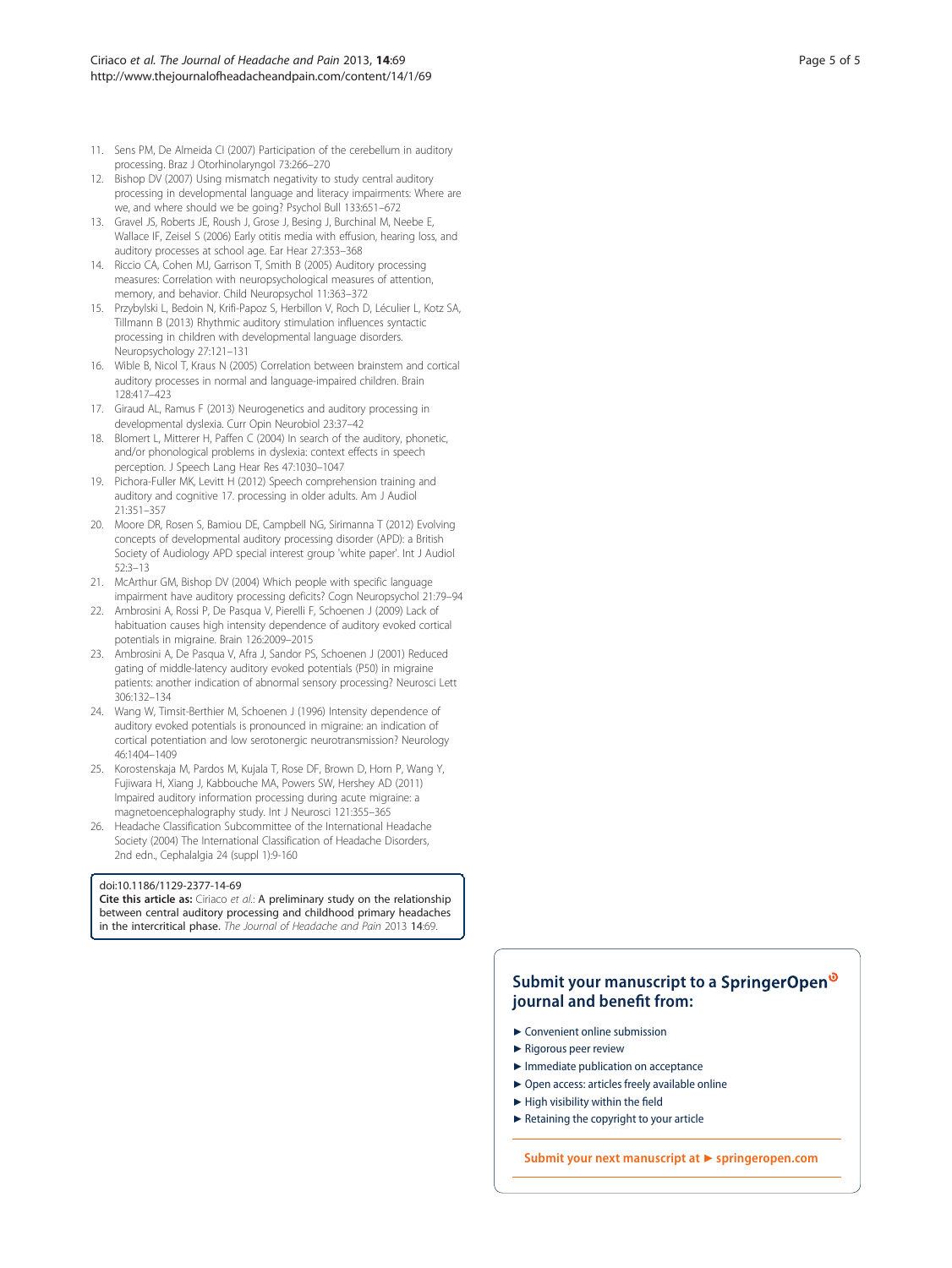11. Sens PM, De Almeida CI (2007) Participation of the cerebellum in auditory processing. Braz J Otorhinolaryngol 73:266–270
12. Bishop DV (2007) Using mismatch negativity to study central auditory processing in developmental language and literacy impairments: Where are we, and where should we be going? Psychol Bull 133:651–672
13. Gravel JS, Roberts JE, Roush J, Grose J, Besing J, Burchinal M, Neebe E, Wallace IF, Zeisel S (2006) Early otitis media with effusion, hearing loss, and auditory processes at school age. Ear Hear 27:353–368
14. Riccio CA, Cohen MJ, Garrison T, Smith B (2005) Auditory processing measures: Correlation with neuropsychological measures of attention, memory, and behavior. Child Neuropsychol 11:363–372
15. Przybylski L, Bedoin N, Krifi-Papoz S, Herbillon V, Roch D, Léculier L, Kotz SA, Tillmann B (2013) Rhythmic auditory stimulation influences syntactic processing in children with developmental language disorders. Neuropsychology 27:121–131
16. Wible B, Nicol T, Kraus N (2005) Correlation between brainstem and cortical auditory processes in normal and language-impaired children. Brain 128:417–423
17. Giraud AL, Ramus F (2013) Neurogenetics and auditory processing in developmental dyslexia. Curr Opin Neurobiol 23:37–42
18. Blomert L, Mitterer H, Paffen C (2004) In search of the auditory, phonetic, and/or phonological problems in dyslexia: context effects in speech perception. J Speech Lang Hear Res 47:1030–1047
19. Pichora-Fuller MK, Levitt H (2012) Speech comprehension training and auditory and cognitive 17. processing in older adults. Am J Audiol 21:351–357
20. Moore DR, Rosen S, Bamiou DE, Campbell NG, Sirimanna T (2012) Evolving concepts of developmental auditory processing disorder (APD): a British Society of Audiology APD special interest group 'white paper'. Int J Audiol 52:3–13
21. McArthur GM, Bishop DV (2004) Which people with specific language impairment have auditory processing deficits? Cogn Neuropsychol 21:79–94
22. Ambrosini A, Rossi P, De Pasqua V, Pierelli F, Schoenen J (2009) Lack of habituation causes high intensity dependence of auditory evoked cortical potentials in migraine. Brain 126:2009–2015
23. Ambrosini A, De Pasqua V, Afra J, Sandor PS, Schoenen J (2001) Reduced gating of middle-latency auditory evoked potentials (P50) in migraine patients: another indication of abnormal sensory processing? Neurosci Lett 306:132–134
24. Wang W, Timsit-Berthier M, Schoenen J (1996) Intensity dependence of auditory evoked potentials is pronounced in migraine: an indication of cortical potentiation and low serotonergic neurotransmission? Neurology 46:1404–1409
25. Korostenskaja M, Pardos M, Kujala T, Rose DF, Brown D, Horn P, Wang Y, Fujiwara H, Xiang J, Kabbouche MA, Powers SW, Hershey AD (2011) Impaired auditory information processing during acute migraine: a magnetoencephalography study. Int J Neurosci 121:355–365
26. Headache Classification Subcommittee of the International Headache Society (2004) The International Classification of Headache Disorders, 2nd edn., Cephalalgia 24 (suppl 1):9-160

doi:10.1186/1129-2377-14-69
**Cite this article as:** Ciriaco *et al.*: A preliminary study on the relationship between central auditory processing and childhood primary headaches in the intercritical phase. *The Journal of Headache and Pain* 2013 **14**:69.

**Submit your manuscript to a SpringerOpen journal and benefit from:**

- ► Convenient online submission
- ► Rigorous peer review
- ► Immediate publication on acceptance
- ► Open access: articles freely available online
- ► High visibility within the field
- ► Retaining the copyright to your article

**Submit your next manuscript at ► springeropen.com**